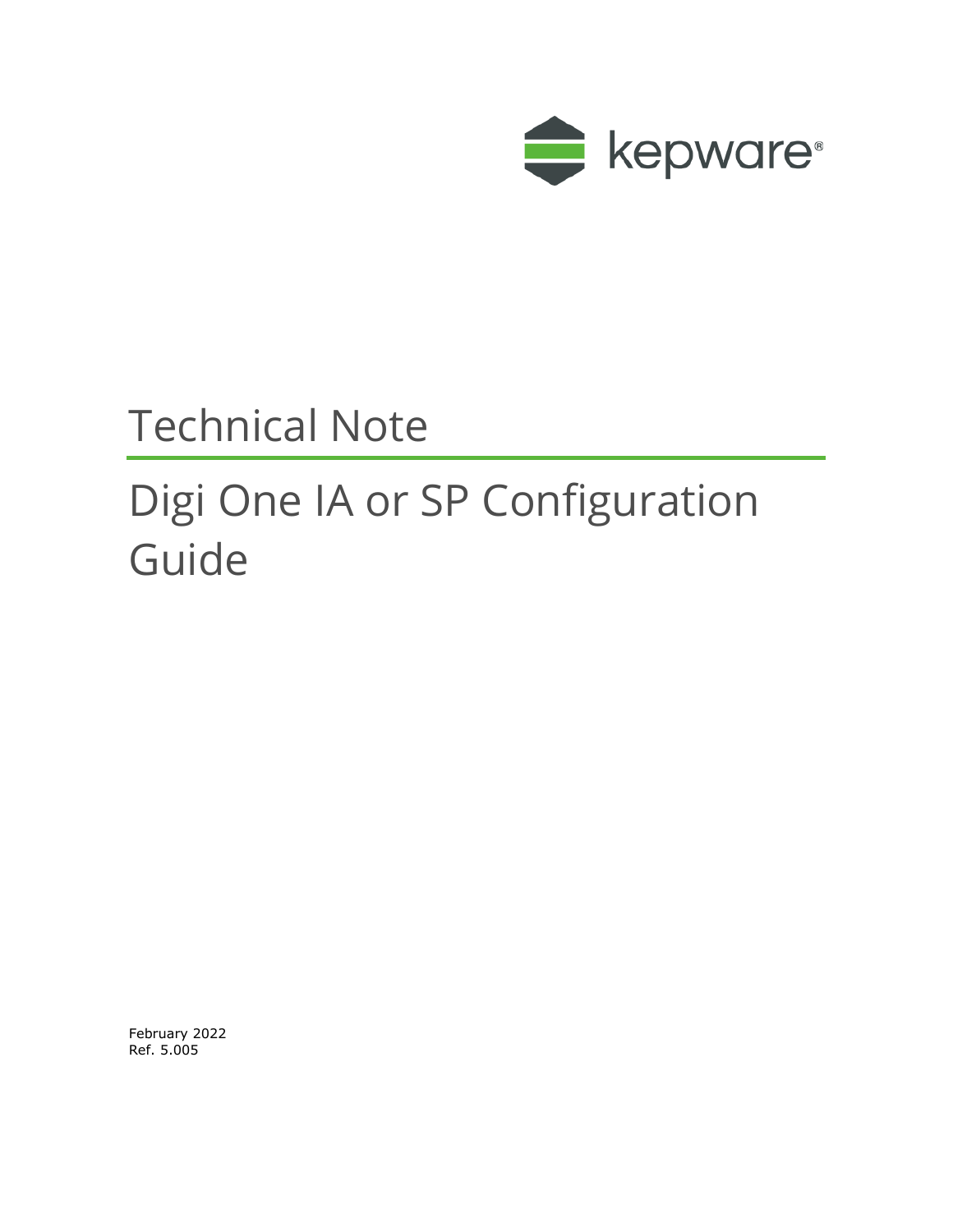kepware®

# Technical Note

# Digi One IA or SP Configuration Guide

February 2022
Ref. 5.005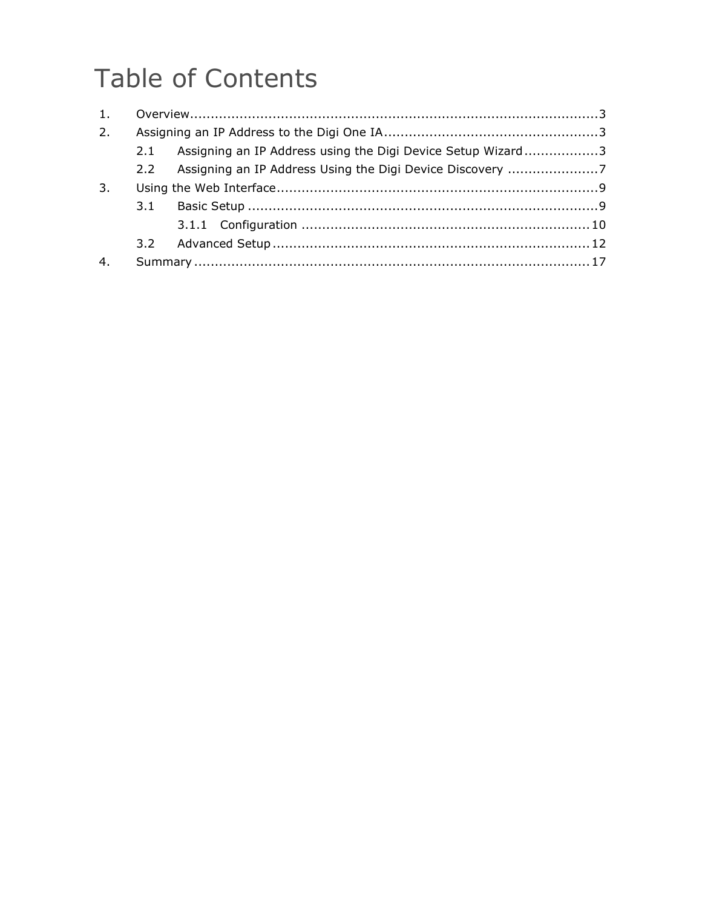# Table of Contents

1. Overview....................................................................................................3
2. Assigning an IP Address to the Digi One IA....................................................3
    - 2.1 Assigning an IP Address using the Digi Device Setup Wizard..................3
    - 2.2 Assigning an IP Address Using the Digi Device Discovery ......................7
3. Using the Web Interface..............................................................................9
    - 3.1 Basic Setup .....................................................................................9
        - 3.1.1 Configuration .....................................................................10
    - 3.2 Advanced Setup.............................................................................12
4. Summary ................................................................................................17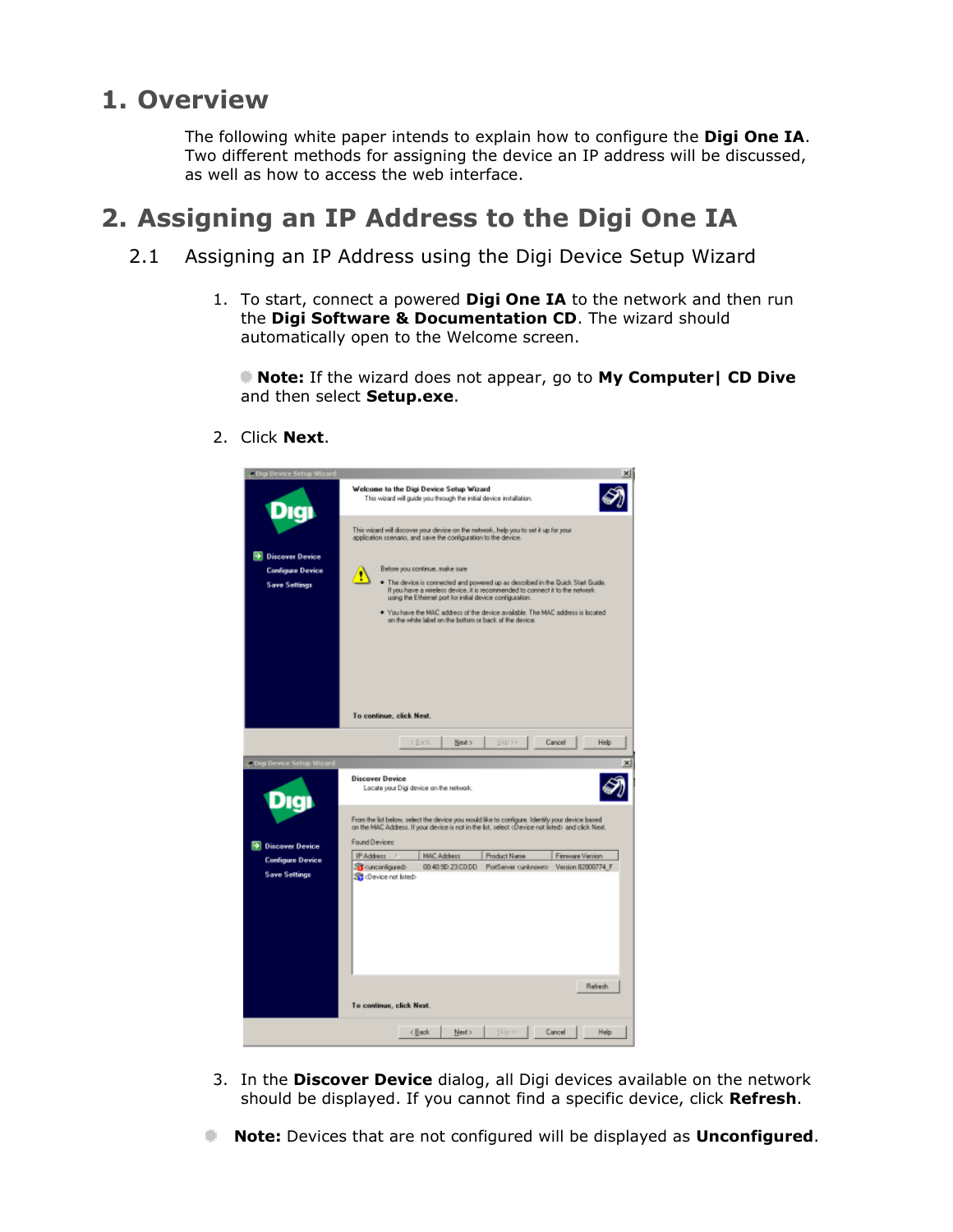# 1. Overview

The following white paper intends to explain how to configure the **Digi One IA**. Two different methods for assigning the device an IP address will be discussed, as well as how to access the web interface.

# 2. Assigning an IP Address to the Digi One IA

## 2.1 Assigning an IP Address using the Digi Device Setup Wizard

1. To start, connect a powered **Digi One IA** to the network and then run the **Digi Software & Documentation CD**. The wizard should automatically open to the Welcome screen.

   **Note:** If the wizard does not appear, go to **My Computer| CD Dive** and then select **Setup.exe**.

2. Click **Next**.

3. In the **Discover Device** dialog, all Digi devices available on the network should be displayed. If you cannot find a specific device, click **Refresh**.

**Note:** Devices that are not configured will be displayed as **Unconfigured**.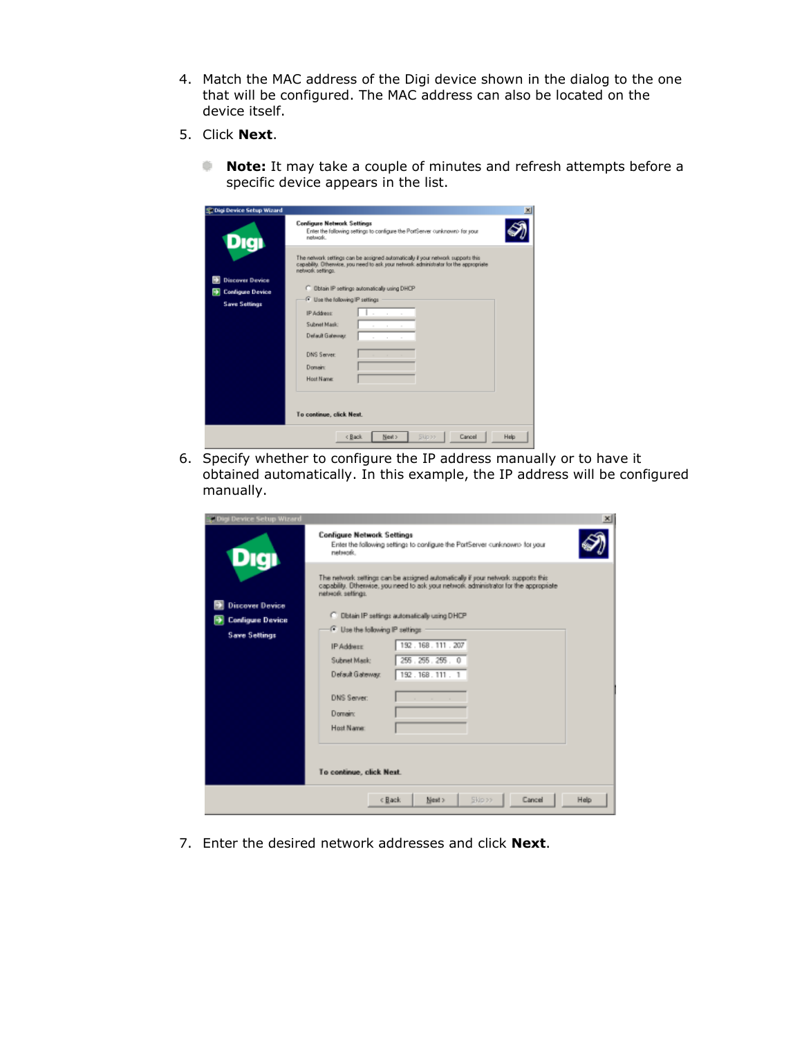4. Match the MAC address of the Digi device shown in the dialog to the one that will be configured. The MAC address can also be located on the device itself.

5. Click **Next**.

   - **Note:** It may take a couple of minutes and refresh attempts before a specific device appears in the list.

6. Specify whether to configure the IP address manually or to have it obtained automatically. In this example, the IP address will be configured manually.

7. Enter the desired network addresses and click **Next**.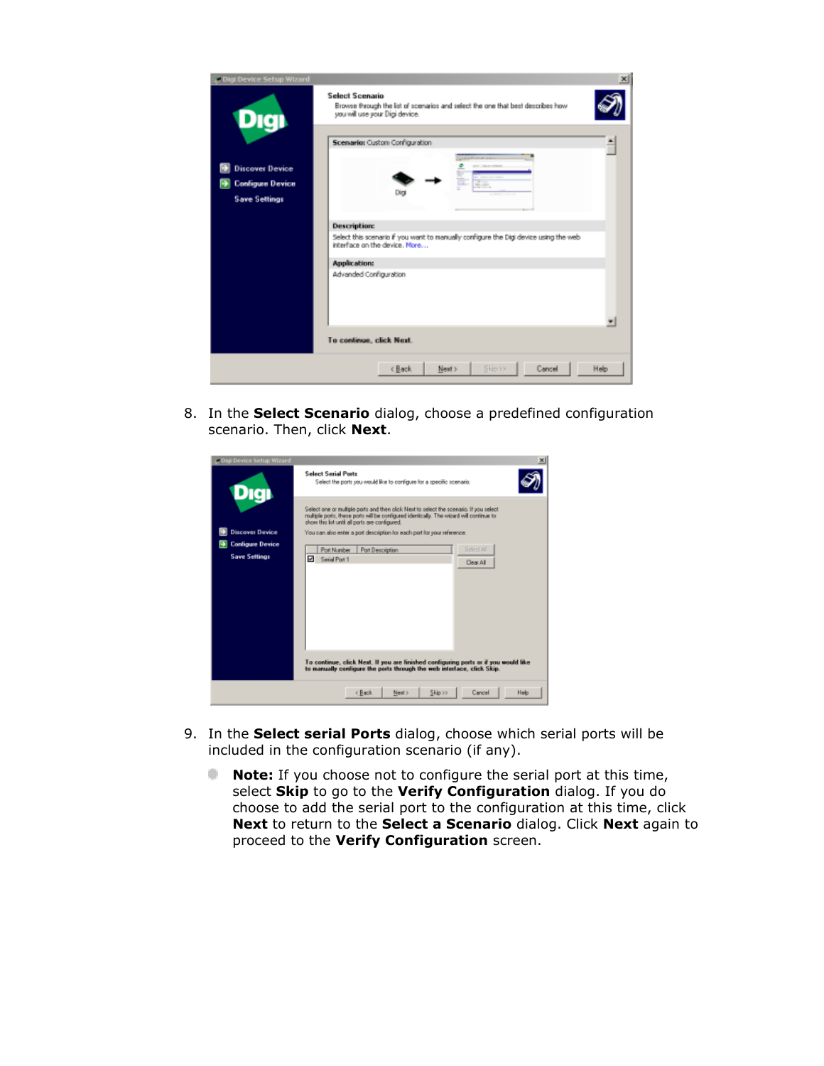8. In the **Select Scenario** dialog, choose a predefined configuration scenario. Then, click **Next**.

9. In the **Select serial Ports** dialog, choose which serial ports will be included in the configuration scenario (if any).

   - **Note:** If you choose not to configure the serial port at this time, select **Skip** to go to the **Verify Configuration** dialog. If you do choose to add the serial port to the configuration at this time, click **Next** to return to the **Select a Scenario** dialog. Click **Next** again to proceed to the **Verify Configuration** screen.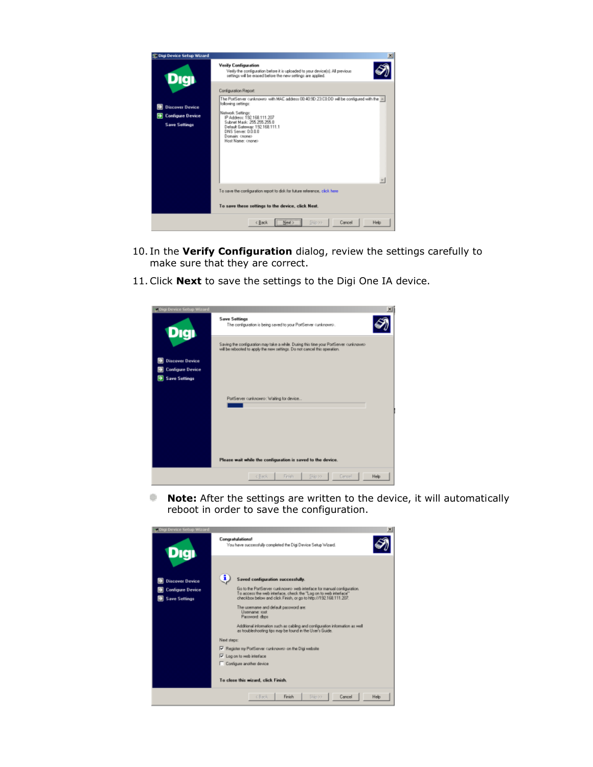10. In the **Verify Configuration** dialog, review the settings carefully to make sure that they are correct.
11. Click **Next** to save the settings to the Digi One IA device.

- **Note:** After the settings are written to the device, it will automatically reboot in order to save the configuration.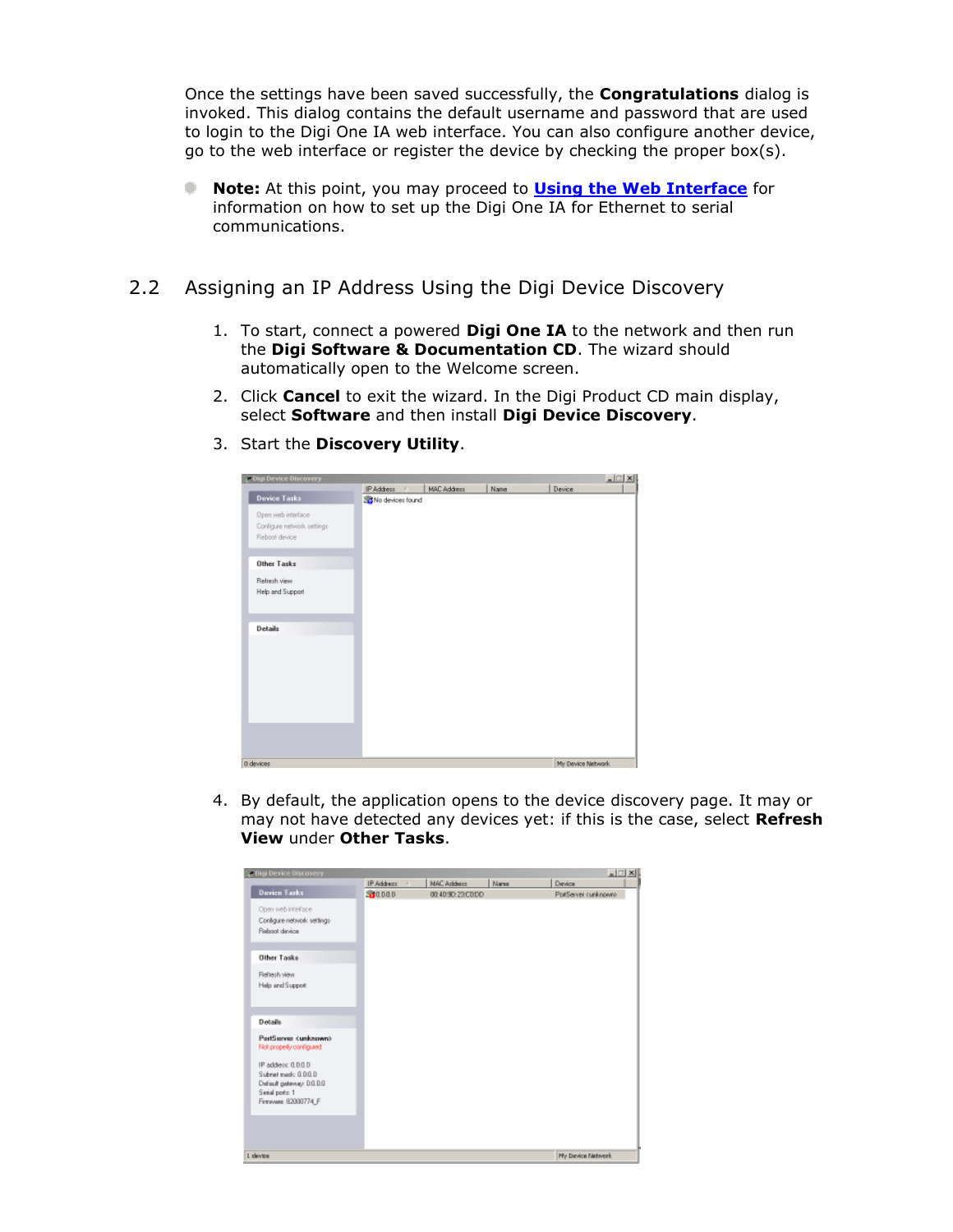Once the settings have been saved successfully, the **Congratulations** dialog is invoked. This dialog contains the default username and password that are used to login to the Digi One IA web interface. You can also configure another device, go to the web interface or register the device by checking the proper box(s).

- **Note:** At this point, you may proceed to **Using the Web Interface** for information on how to set up the Digi One IA for Ethernet to serial communications.

## 2.2 Assigning an IP Address Using the Digi Device Discovery

1. To start, connect a powered **Digi One IA** to the network and then run the **Digi Software & Documentation CD**. The wizard should automatically open to the Welcome screen.
2. Click **Cancel** to exit the wizard. In the Digi Product CD main display, select **Software** and then install **Digi Device Discovery**.
3. Start the **Discovery Utility**.

4. By default, the application opens to the device discovery page. It may or may not have detected any devices yet: if this is the case, select **Refresh View** under **Other Tasks**.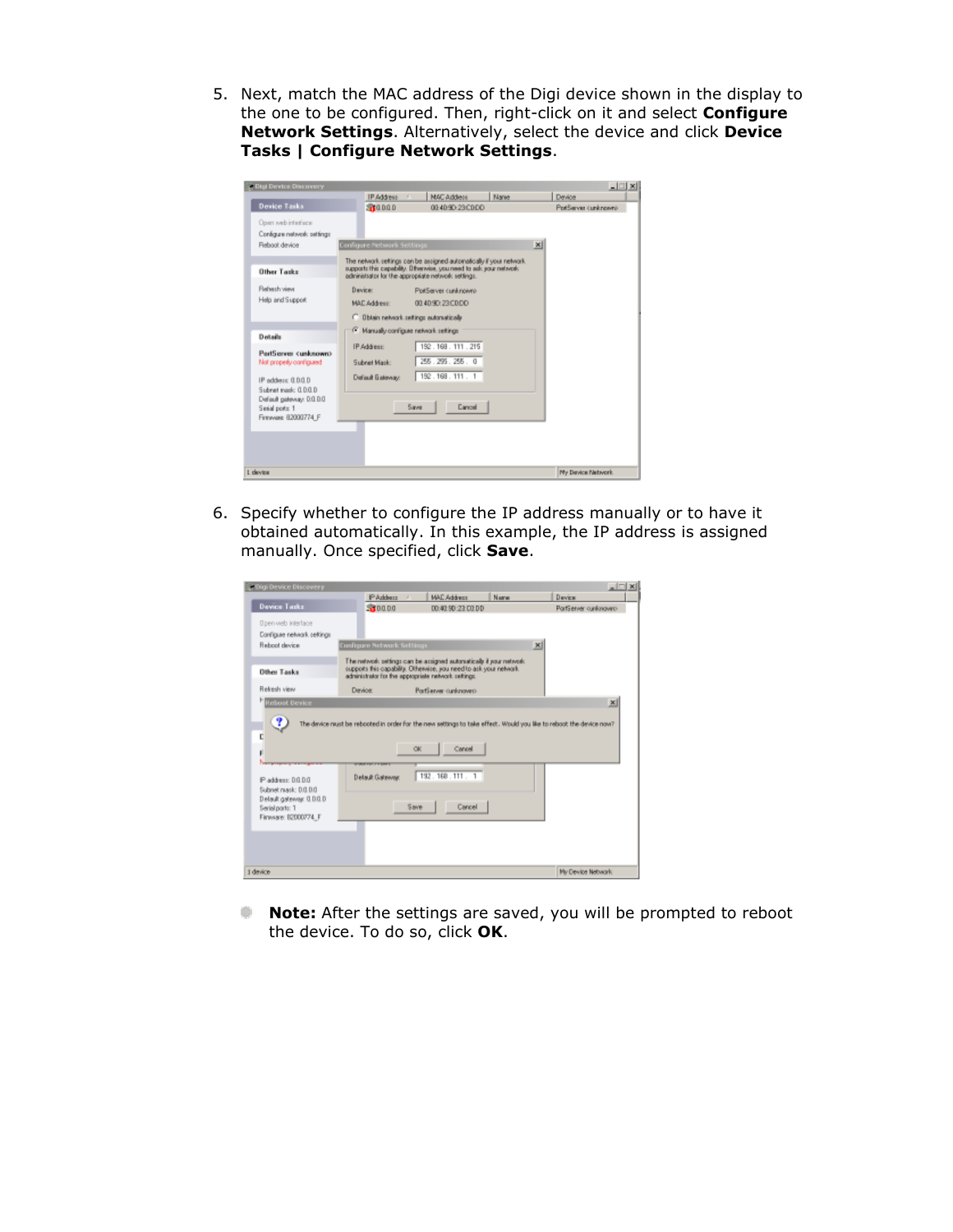5. Next, match the MAC address of the Digi device shown in the display to the one to be configured. Then, right-click on it and select **Configure Network Settings**. Alternatively, select the device and click **Device Tasks | Configure Network Settings**.

6. Specify whether to configure the IP address manually or to have it obtained automatically. In this example, the IP address is assigned manually. Once specified, click **Save**.

   - **Note:** After the settings are saved, you will be prompted to reboot the device. To do so, click **OK**.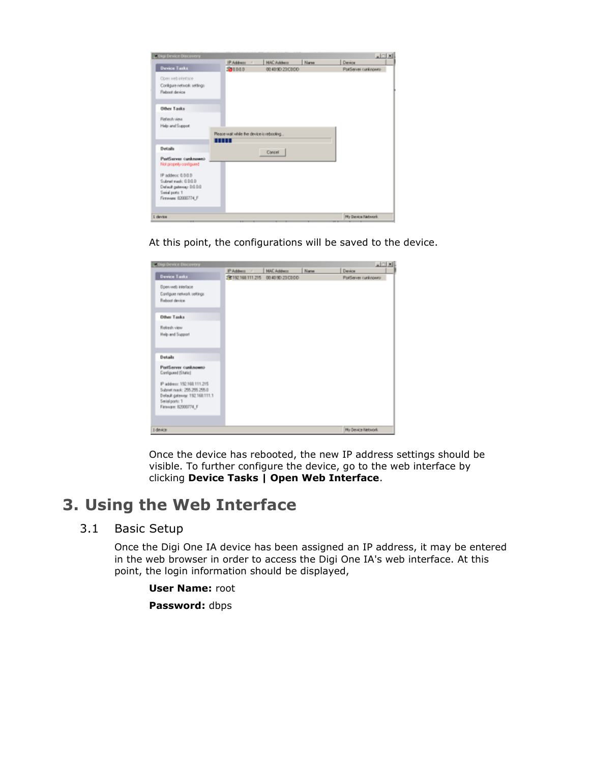At this point, the configurations will be saved to the device.

Once the device has rebooted, the new IP address settings should be visible. To further configure the device, go to the web interface by clicking **Device Tasks | Open Web Interface**.

# 3. Using the Web Interface

## 3.1 Basic Setup

Once the Digi One IA device has been assigned an IP address, it may be entered in the web browser in order to access the Digi One IA's web interface. At this point, the login information should be displayed,

**User Name:** root

**Password:** dbps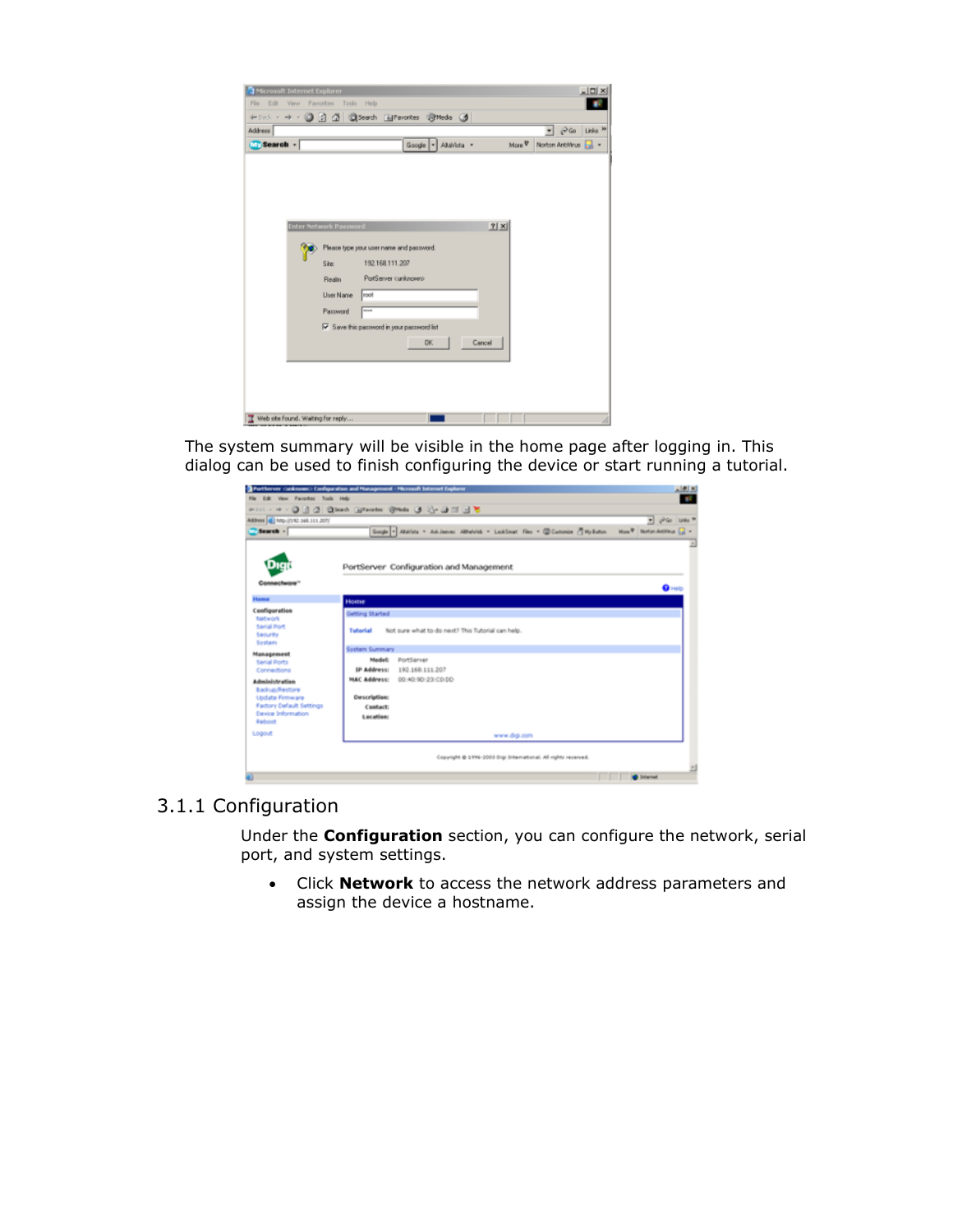The system summary will be visible in the home page after logging in. This dialog can be used to finish configuring the device or start running a tutorial.

### 3.1.1 Configuration

Under the **Configuration** section, you can configure the network, serial port, and system settings.

- Click **Network** to access the network address parameters and assign the device a hostname.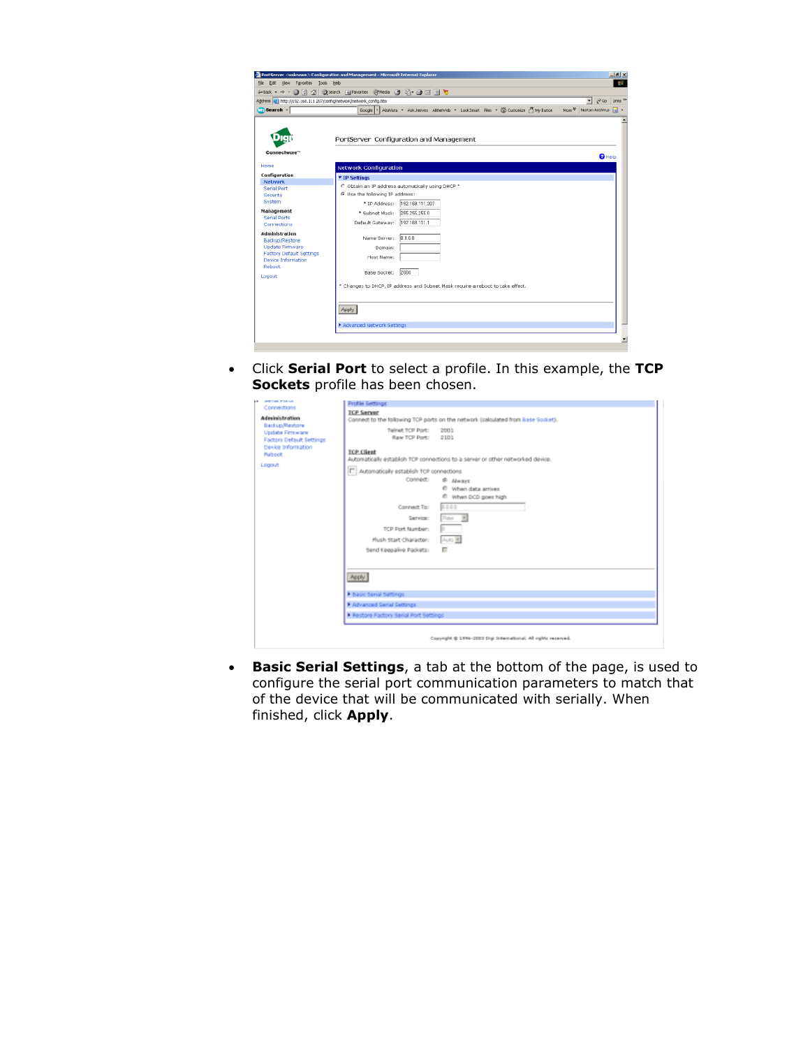- Click **Serial Port** to select a profile. In this example, the **TCP Sockets** profile has been chosen.

- **Basic Serial Settings**, a tab at the bottom of the page, is used to configure the serial port communication parameters to match that of the device that will be communicated with serially. When finished, click **Apply**.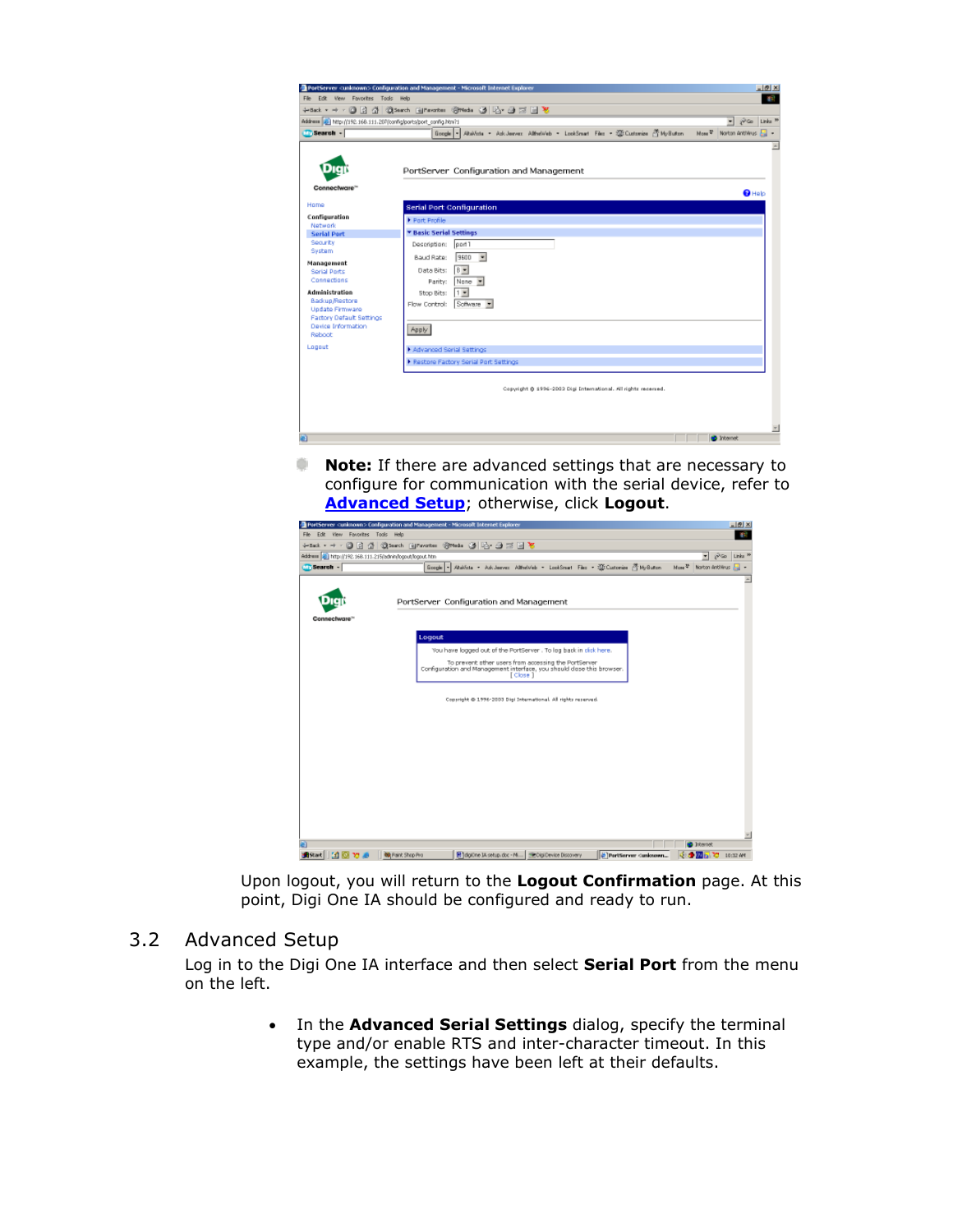**Note:** If there are advanced settings that are necessary to configure for communication with the serial device, refer to **Advanced Setup**; otherwise, click **Logout**.

Upon logout, you will return to the **Logout Confirmation** page. At this point, Digi One IA should be configured and ready to run.

## 3.2 Advanced Setup

Log in to the Digi One IA interface and then select **Serial Port** from the menu on the left.

- In the **Advanced Serial Settings** dialog, specify the terminal type and/or enable RTS and inter-character timeout. In this example, the settings have been left at their defaults.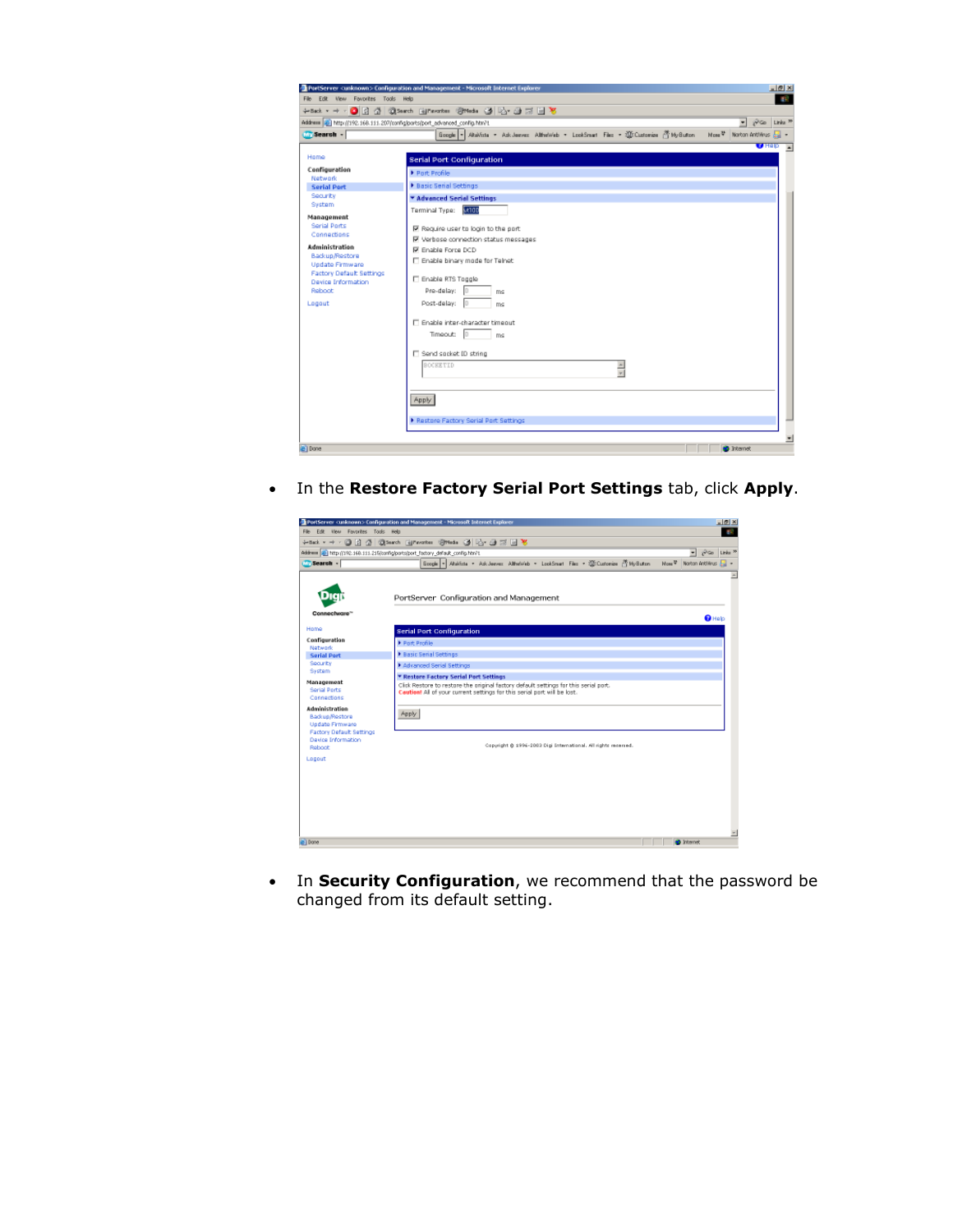- In the **Restore Factory Serial Port Settings** tab, click **Apply**.

- In **Security Configuration**, we recommend that the password be changed from its default setting.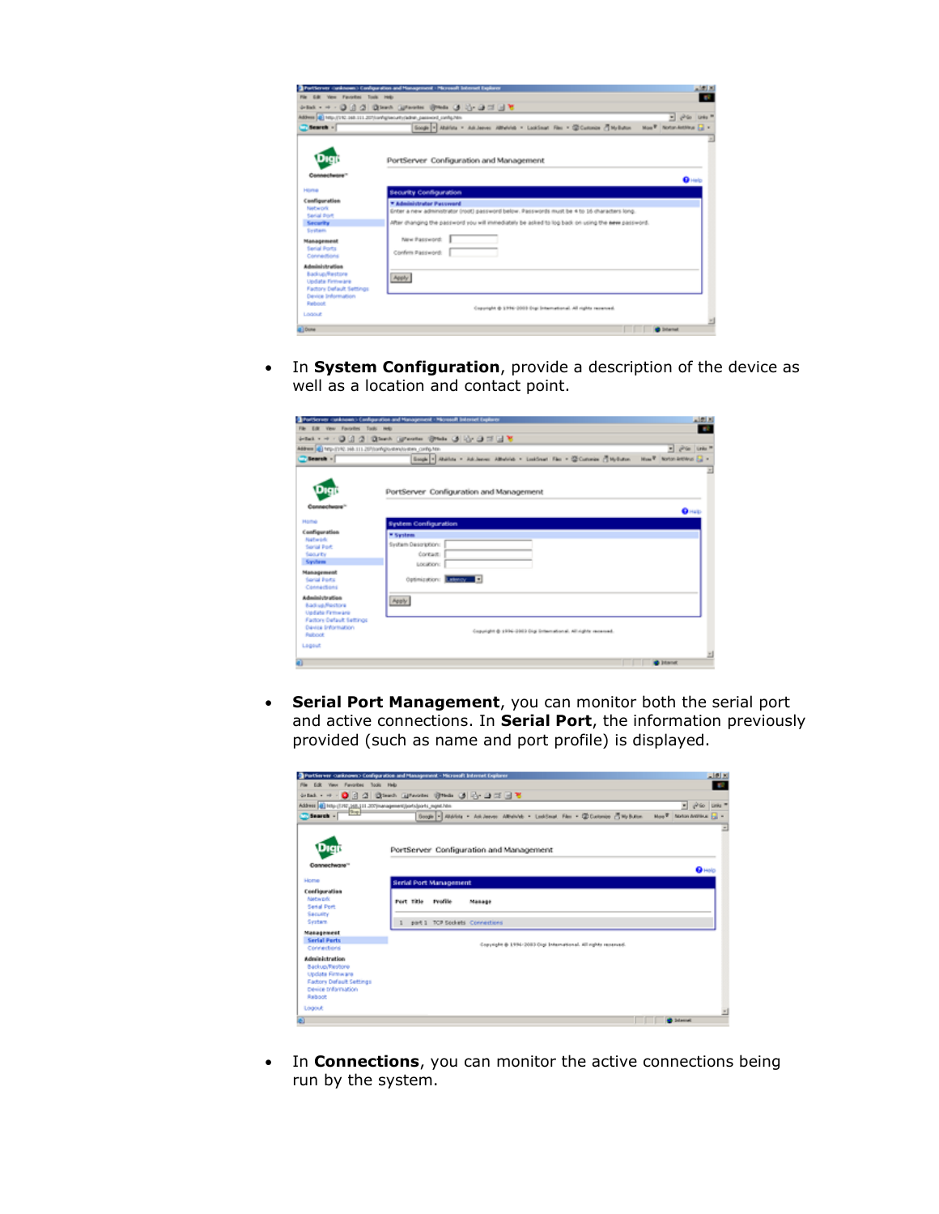- In **System Configuration**, provide a description of the device as well as a location and contact point.

- **Serial Port Management**, you can monitor both the serial port and active connections. In **Serial Port**, the information previously provided (such as name and port profile) is displayed.

- In **Connections**, you can monitor the active connections being run by the system.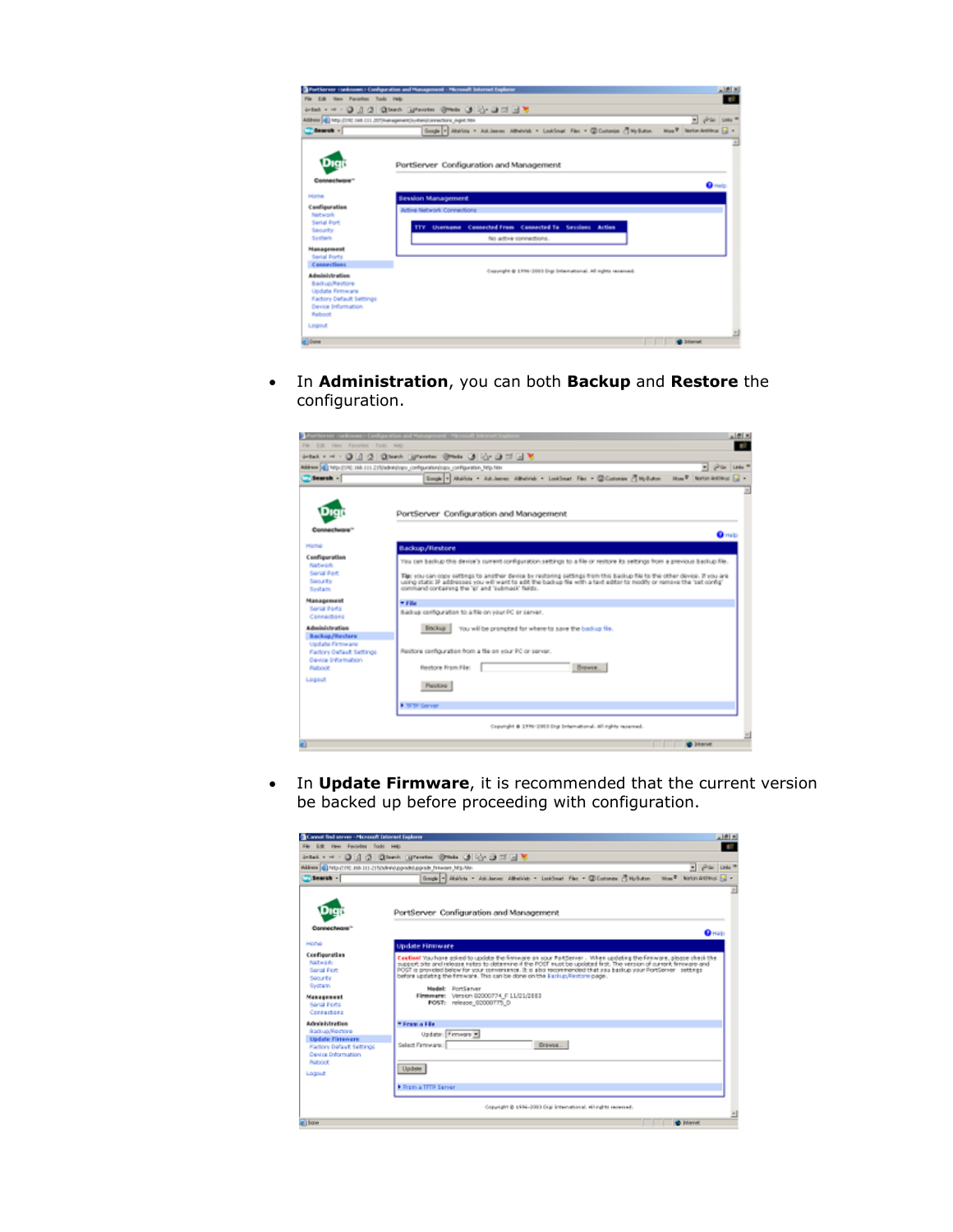- In **Administration**, you can both **Backup** and **Restore** the configuration.

- In **Update Firmware**, it is recommended that the current version be backed up before proceeding with configuration.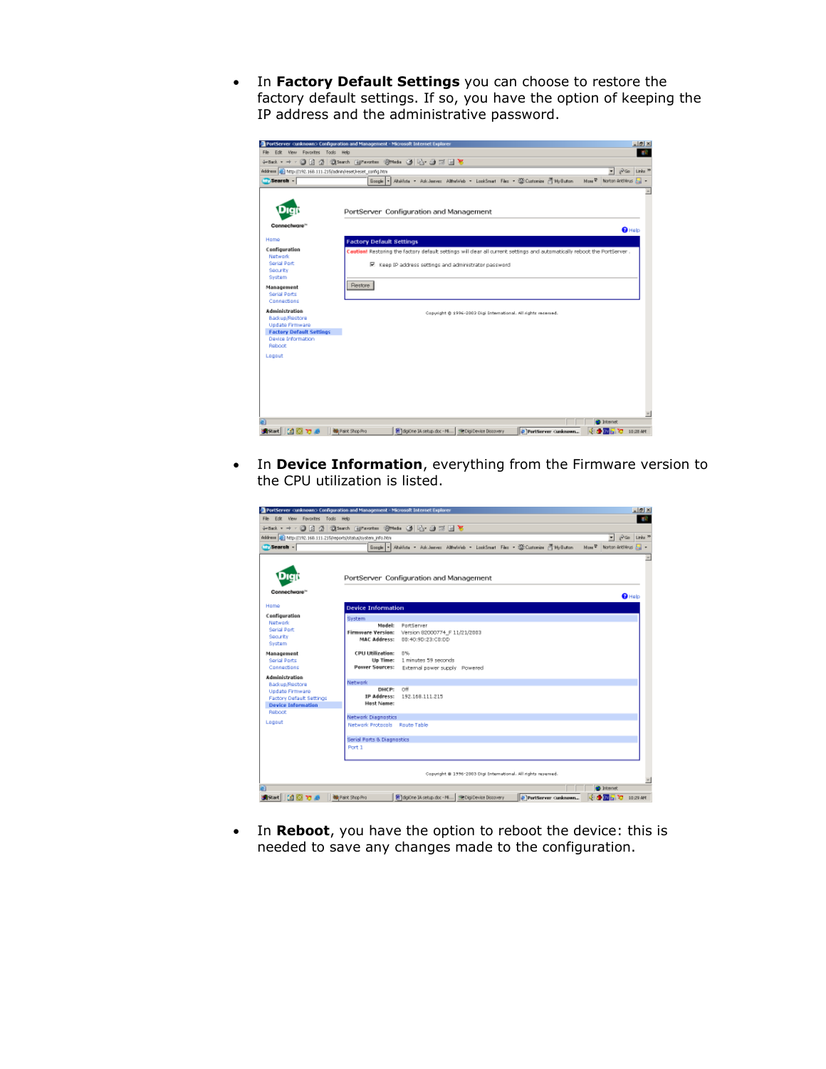- In **Factory Default Settings** you can choose to restore the factory default settings. If so, you have the option of keeping the IP address and the administrative password.

- In **Device Information**, everything from the Firmware version to the CPU utilization is listed.

- In **Reboot**, you have the option to reboot the device: this is needed to save any changes made to the configuration.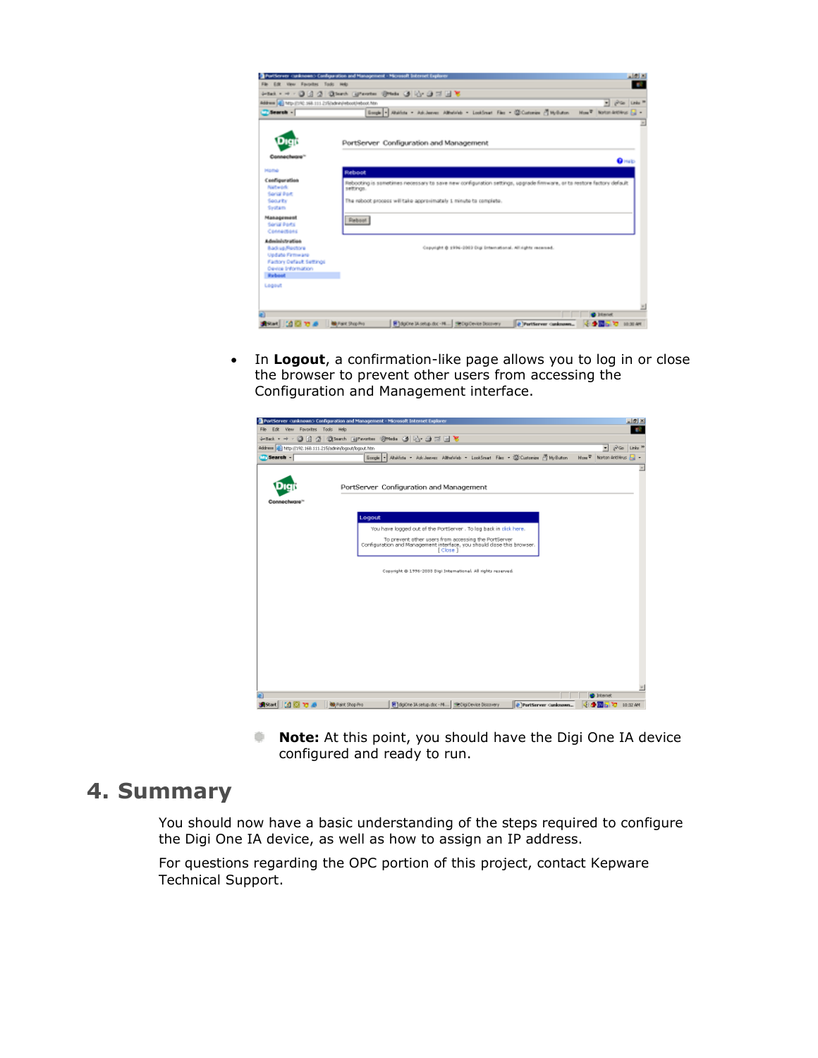- In **Logout**, a confirmation-like page allows you to log in or close the browser to prevent other users from accessing the Configuration and Management interface.

**Note:** At this point, you should have the Digi One IA device configured and ready to run.

## 4. Summary

You should now have a basic understanding of the steps required to configure the Digi One IA device, as well as how to assign an IP address.

For questions regarding the OPC portion of this project, contact Kepware Technical Support.